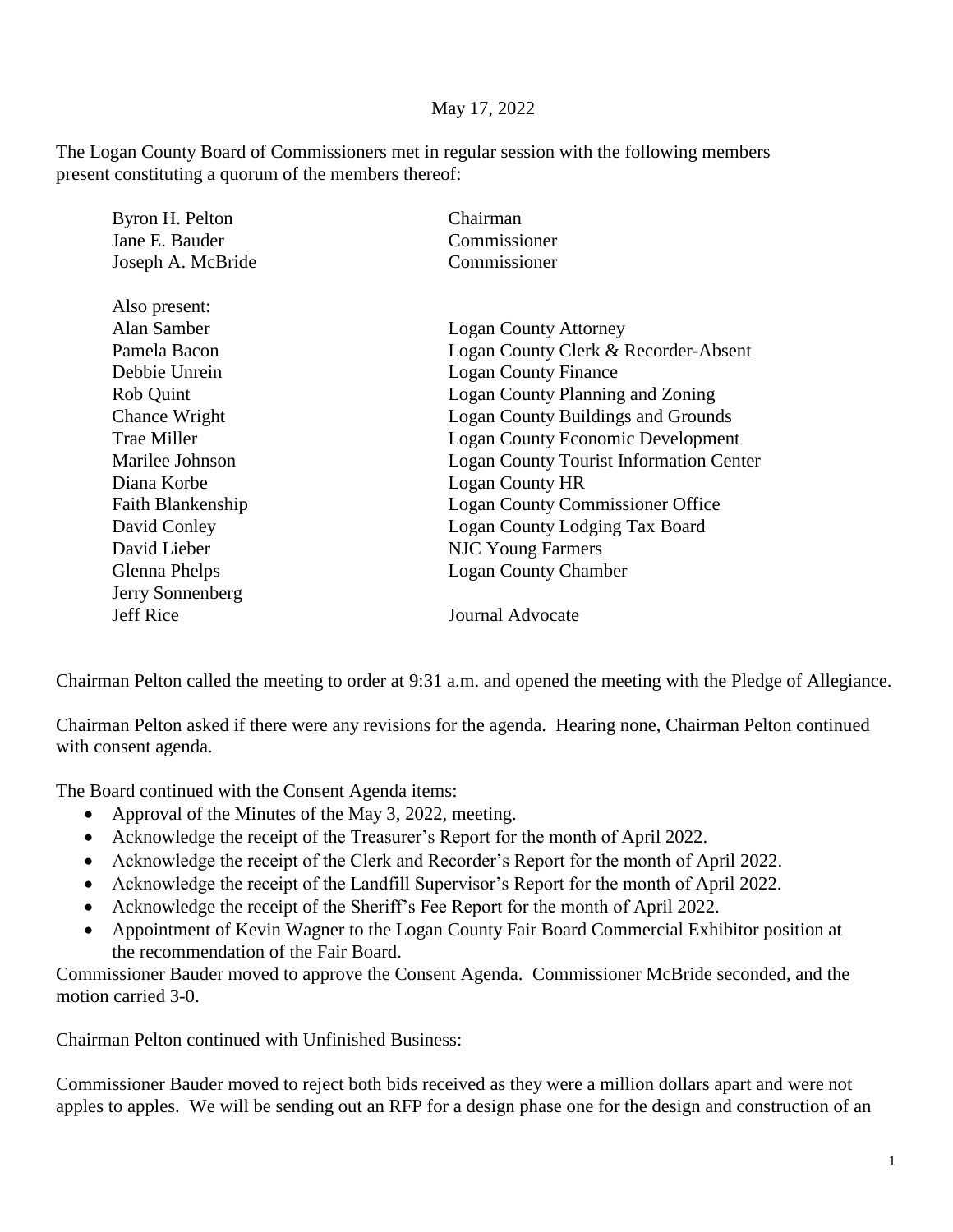May 17, 2022

The Logan County Board of Commissioners met in regular session with the following members present constituting a quorum of the members thereof:

| | |
|---|---|
| Byron H. Pelton | Chairman |
| Jane E. Bauder | Commissioner |
| Joseph A. McBride | Commissioner |
| | |
| Also present: | |
| Alan Samber | Logan County Attorney |
| Pamela Bacon | Logan County Clerk & Recorder-Absent |
| Debbie Unrein | Logan County Finance |
| Rob Quint | Logan County Planning and Zoning |
| Chance Wright | Logan County Buildings and Grounds |
| Trae Miller | Logan County Economic Development |
| Marilee Johnson | Logan County Tourist Information Center |
| Diana Korbe | Logan County HR |
| Faith Blankenship | Logan County Commissioner Office |
| David Conley | Logan County Lodging Tax Board |
| David Lieber | NJC Young Farmers |
| Glenna Phelps | Logan County Chamber |
| Jerry Sonnenberg | |
| Jeff Rice | Journal Advocate |

Chairman Pelton called the meeting to order at 9:31 a.m. and opened the meeting with the Pledge of Allegiance.

Chairman Pelton asked if there were any revisions for the agenda. Hearing none, Chairman Pelton continued with consent agenda.

The Board continued with the Consent Agenda items:

- Approval of the Minutes of the May 3, 2022, meeting.
- Acknowledge the receipt of the Treasurer's Report for the month of April 2022.
- Acknowledge the receipt of the Clerk and Recorder's Report for the month of April 2022.
- Acknowledge the receipt of the Landfill Supervisor's Report for the month of April 2022.
- Acknowledge the receipt of the Sheriff's Fee Report for the month of April 2022.
- Appointment of Kevin Wagner to the Logan County Fair Board Commercial Exhibitor position at the recommendation of the Fair Board.

Commissioner Bauder moved to approve the Consent Agenda. Commissioner McBride seconded, and the motion carried 3-0.

Chairman Pelton continued with Unfinished Business:

Commissioner Bauder moved to reject both bids received as they were a million dollars apart and were not apples to apples. We will be sending out an RFP for a design phase one for the design and construction of an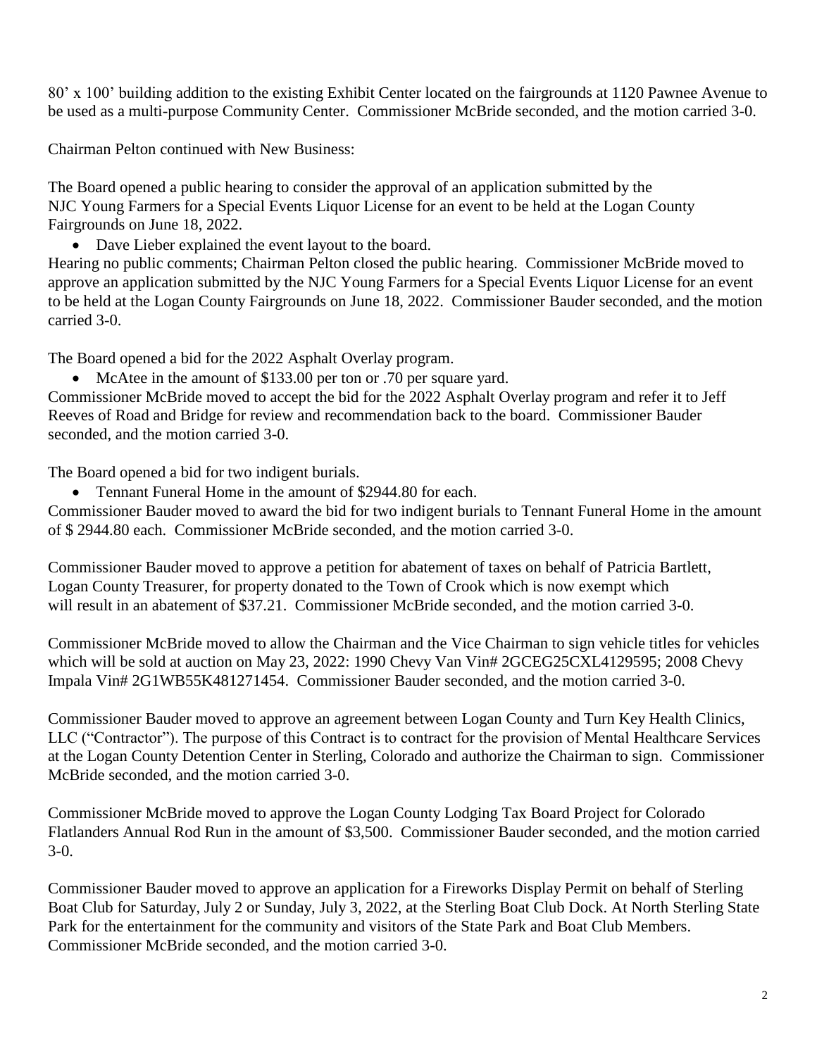80' x 100' building addition to the existing Exhibit Center located on the fairgrounds at 1120 Pawnee Avenue to be used as a multi-purpose Community Center. Commissioner McBride seconded, and the motion carried 3-0.

Chairman Pelton continued with New Business:

The Board opened a public hearing to consider the approval of an application submitted by the NJC Young Farmers for a Special Events Liquor License for an event to be held at the Logan County Fairgrounds on June 18, 2022.

- Dave Lieber explained the event layout to the board.

Hearing no public comments; Chairman Pelton closed the public hearing. Commissioner McBride moved to approve an application submitted by the NJC Young Farmers for a Special Events Liquor License for an event to be held at the Logan County Fairgrounds on June 18, 2022. Commissioner Bauder seconded, and the motion carried 3-0.

The Board opened a bid for the 2022 Asphalt Overlay program.

- McAtee in the amount of $133.00 per ton or .70 per square yard.

Commissioner McBride moved to accept the bid for the 2022 Asphalt Overlay program and refer it to Jeff Reeves of Road and Bridge for review and recommendation back to the board. Commissioner Bauder seconded, and the motion carried 3-0.

The Board opened a bid for two indigent burials.

- Tennant Funeral Home in the amount of $2944.80 for each.

Commissioner Bauder moved to award the bid for two indigent burials to Tennant Funeral Home in the amount of $ 2944.80 each. Commissioner McBride seconded, and the motion carried 3-0.

Commissioner Bauder moved to approve a petition for abatement of taxes on behalf of Patricia Bartlett, Logan County Treasurer, for property donated to the Town of Crook which is now exempt which will result in an abatement of $37.21. Commissioner McBride seconded, and the motion carried 3-0.

Commissioner McBride moved to allow the Chairman and the Vice Chairman to sign vehicle titles for vehicles which will be sold at auction on May 23, 2022: 1990 Chevy Van Vin# 2GCEG25CXL4129595; 2008 Chevy Impala Vin# 2G1WB55K481271454. Commissioner Bauder seconded, and the motion carried 3-0.

Commissioner Bauder moved to approve an agreement between Logan County and Turn Key Health Clinics, LLC ("Contractor"). The purpose of this Contract is to contract for the provision of Mental Healthcare Services at the Logan County Detention Center in Sterling, Colorado and authorize the Chairman to sign. Commissioner McBride seconded, and the motion carried 3-0.

Commissioner McBride moved to approve the Logan County Lodging Tax Board Project for Colorado Flatlanders Annual Rod Run in the amount of $3,500. Commissioner Bauder seconded, and the motion carried 3-0.

Commissioner Bauder moved to approve an application for a Fireworks Display Permit on behalf of Sterling Boat Club for Saturday, July 2 or Sunday, July 3, 2022, at the Sterling Boat Club Dock. At North Sterling State Park for the entertainment for the community and visitors of the State Park and Boat Club Members. Commissioner McBride seconded, and the motion carried 3-0.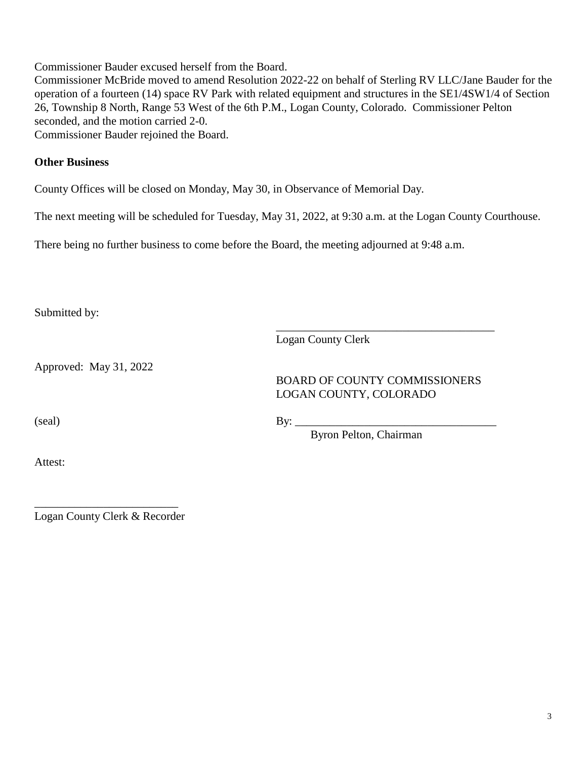Commissioner Bauder excused herself from the Board.
Commissioner McBride moved to amend Resolution 2022-22 on behalf of Sterling RV LLC/Jane Bauder for the operation of a fourteen (14) space RV Park with related equipment and structures in the SE1/4SW1/4 of Section 26, Township 8 North, Range 53 West of the 6th P.M., Logan County, Colorado. Commissioner Pelton seconded, and the motion carried 2-0.
Commissioner Bauder rejoined the Board.

**Other Business**

County Offices will be closed on Monday, May 30, in Observance of Memorial Day.

The next meeting will be scheduled for Tuesday, May 31, 2022, at 9:30 a.m. at the Logan County Courthouse.

There being no further business to come before the Board, the meeting adjourned at 9:48 a.m.

Submitted by:

_______________________________________
Logan County Clerk

Approved: May 31, 2022

BOARD OF COUNTY COMMISSIONERS
LOGAN COUNTY, COLORADO

(seal)

By: ___________________________________
Byron Pelton, Chairman

Attest:

_________________________
Logan County Clerk & Recorder